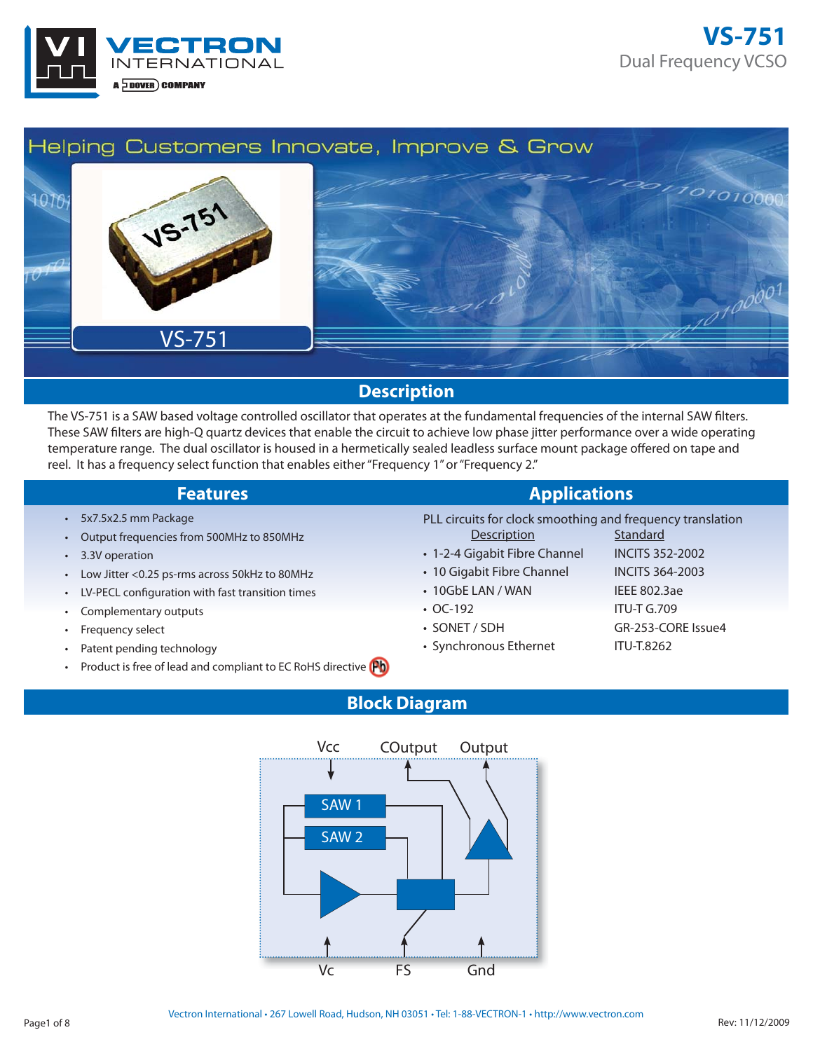# VS-751

Dual Frequency VCSO

Helping Customers Innovate, Improve & Grow

## Description

The VS-751 is a SAW based voltage controlled oscillator that operates at the fundamental frequencies of the internal SAW filters. These SAW filters are high-Q quartz devices that enable the circuit to achieve low phase jitter performance over a wide operating temperature range. The dual oscillator is housed in a hermetically sealed leadless surface mount package offered on tape and reel. It has a frequency select function that enables either "Frequency 1" or "Frequency 2."

## Features

- 5x7.5x2.5 mm Package
- Output frequencies from 500MHz to 850MHz
- 3.3V operation
- Low Jitter <0.25 ps-rms across 50kHz to 80MHz
- LV-PECL configuration with fast transition times
- Complementary outputs
- Frequency select
- Patent pending technology
- Product is free of lead and compliant to EC RoHS directive

## Applications

PLL circuits for clock smoothing and frequency translation

| Description | Standard |
| --- | --- |
| 1-2-4 Gigabit Fibre Channel | INCITS 352-2002 |
| 10 Gigabit Fibre Channel | INCITS 364-2003 |
| 10GbE LAN / WAN | IEEE 802.3ae |
| OC-192 | ITU-T G.709 |
| SONET / SDH | GR-253-CORE Issue4 |
| Synchronous Ethernet | ITU-T.8262 |

## Block Diagram

Vcc, COutput, Output, SAW 1, SAW 2, Vc, FS, Gnd

Vectron International • 267 Lowell Road, Hudson, NH 03051 • Tel: 1-88-VECTRON-1 • http://www.vectron.com

Rev: 11/12/2009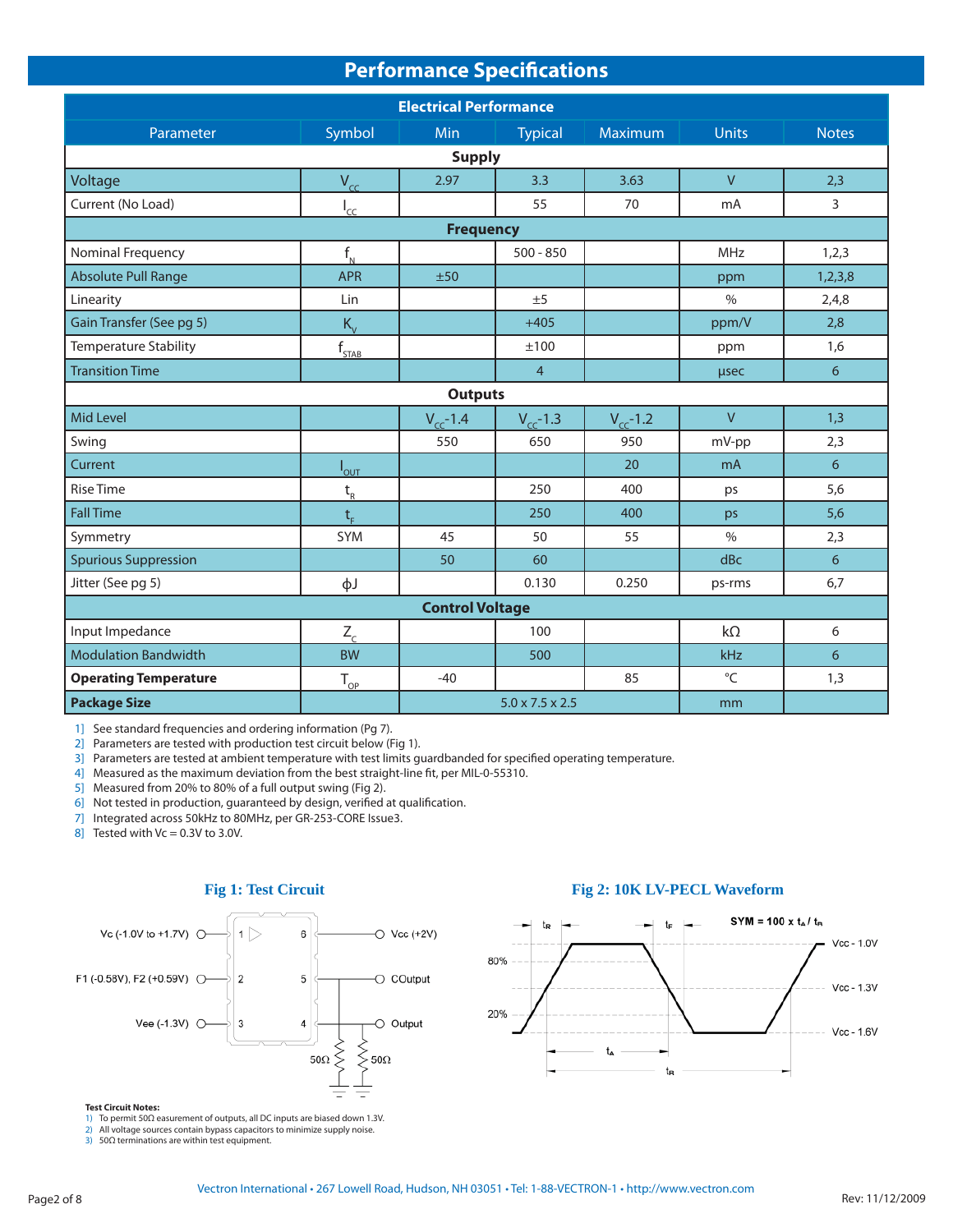# Performance Specifications

| Electrical Performance | | | | | | |
|---|---|---|---|---|---|---|
| Parameter | Symbol | Min | Typical | Maximum | Units | Notes |
| **Supply** | | | | | | |
| Voltage | $V_{CC}$ | 2.97 | 3.3 | 3.63 | V | 2,3 |
| Current (No Load) | $I_{CC}$ | | 55 | 70 | mA | 3 |
| **Frequency** | | | | | | |
| Nominal Frequency | $f_N$ | | 500 - 850 | | MHz | 1,2,3 |
| Absolute Pull Range | APR | ±50 | | | ppm | 1,2,3,8 |
| Linearity | Lin | | ±5 | | % | 2,4,8 |
| Gain Transfer (See pg 5) | $K_V$ | | +405 | | ppm/V | 2,8 |
| Temperature Stability | $f_{STAB}$ | | ±100 | | ppm | 1,6 |
| Transition Time | | | 4 | | µsec | 6 |
| **Outputs** | | | | | | |
| Mid Level | | $V_{CC}$-1.4 | $V_{CC}$-1.3 | $V_{CC}$-1.2 | V | 1,3 |
| Swing | | 550 | 650 | 950 | mV-pp | 2,3 |
| Current | $I_{OUT}$ | | | 20 | mA | 6 |
| Rise Time | $t_R$ | | 250 | 400 | ps | 5,6 |
| Fall Time | $t_F$ | | 250 | 400 | ps | 5,6 |
| Symmetry | SYM | 45 | 50 | 55 | % | 2,3 |
| Spurious Suppression | | 50 | 60 | | dBc | 6 |
| Jitter (See pg 5) | ϕJ | | 0.130 | 0.250 | ps-rms | 6,7 |
| **Control Voltage** | | | | | | |
| Input Impedance | $Z_C$ | | 100 | | kΩ | 6 |
| Modulation Bandwidth | BW | | 500 | | kHz | 6 |
| **Operating Temperature** | $T_{OP}$ | -40 | | 85 | °C | 1,3 |
| **Package Size** | | | 5.0 x 7.5 x 2.5 | | mm | |

1] See standard frequencies and ordering information (Pg 7).
2] Parameters are tested with production test circuit below (Fig 1).
3] Parameters are tested at ambient temperature with test limits guardbanded for specified operating temperature.
4] Measured as the maximum deviation from the best straight-line fit, per MIL-0-55310.
5] Measured from 20% to 80% of a full output swing (Fig 2).
6] Not tested in production, guaranteed by design, verified at qualification.
7] Integrated across 50kHz to 80MHz, per GR-253-CORE Issue3.
8] Tested with Vc = 0.3V to 3.0V.

### Fig 1: Test Circuit

Vc (-1.0V to +1.7V) — 1; F1 (-0.58V), F2 (+0.59V) — 2; Vee (-1.3V) — 3; 6 — Vcc (+2V); 5 — COutput; 4 — Output; 50Ω; 50Ω

**Test Circuit Notes:**
1) To permit 50Ω easurement of outputs, all DC inputs are biased down 1.3V.
2) All voltage sources contain bypass capacitors to minimize supply noise.
3) 50Ω terminations are within test equipment.

### Fig 2: 10K LV-PECL Waveform

SYM = 100 x $t_A$ / $t_B$

$t_R$, $t_F$, 80%, 20%, Vcc - 1.0V, Vcc - 1.3V, Vcc - 1.6V, $t_A$, $t_B$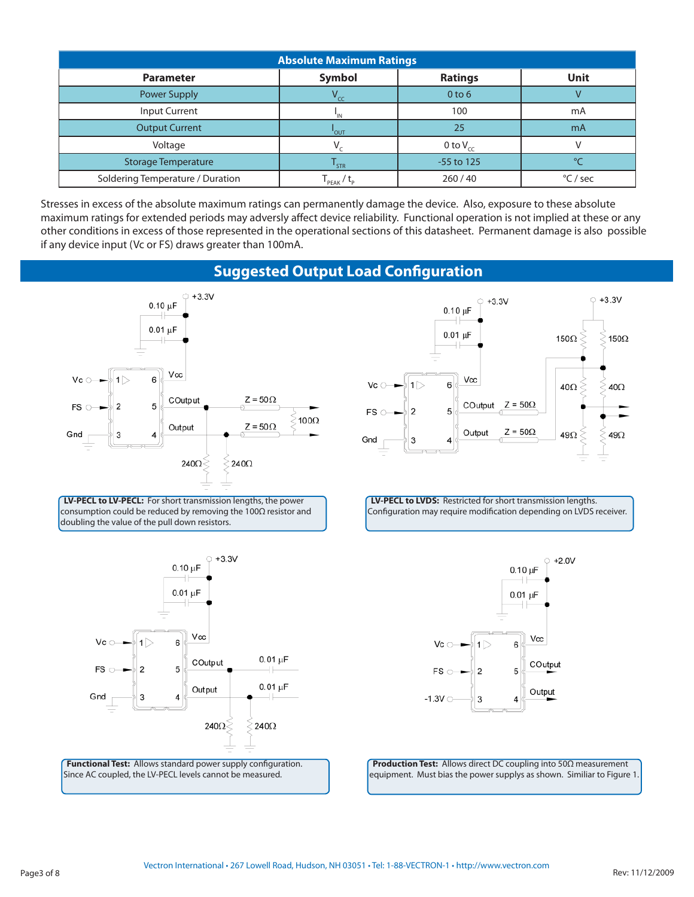| Absolute Maximum Ratings | | | |
|---|---|---|---|
| **Parameter** | **Symbol** | **Ratings** | **Unit** |
| Power Supply | $V_{CC}$ | 0 to 6 | V |
| Input Current | $I_{IN}$ | 100 | mA |
| Output Current | $I_{OUT}$ | 25 | mA |
| Voltage | $V_C$ | 0 to $V_{CC}$ | V |
| Storage Temperature | $T_{STR}$ | -55 to 125 | °C |
| Soldering Temperature / Duration | $T_{PEAK}$ / $t_P$ | 260 / 40 | °C / sec |

Stresses in excess of the absolute maximum ratings can permanently damage the device. Also, exposure to these absolute maximum ratings for extended periods may adversly affect device reliability. Functional operation is not implied at these or any other conditions in excess of those represented in the operational sections of this datasheet. Permanent damage is also possible if any device input (Vc or FS) draws greater than 100mA.

## Suggested Output Load Configuration

**LV-PECL to LV-PECL:** For short transmission lengths, the power consumption could be reduced by removing the 100Ω resistor and doubling the value of the pull down resistors.

**LV-PECL to LVDS:** Restricted for short transmission lengths. Configuration may require modification depending on LVDS receiver.

**Functional Test:** Allows standard power supply configuration. Since AC coupled, the LV-PECL levels cannot be measured.

**Production Test:** Allows direct DC coupling into 50Ω measurement equipment. Must bias the power supplys as shown. Similiar to Figure 1.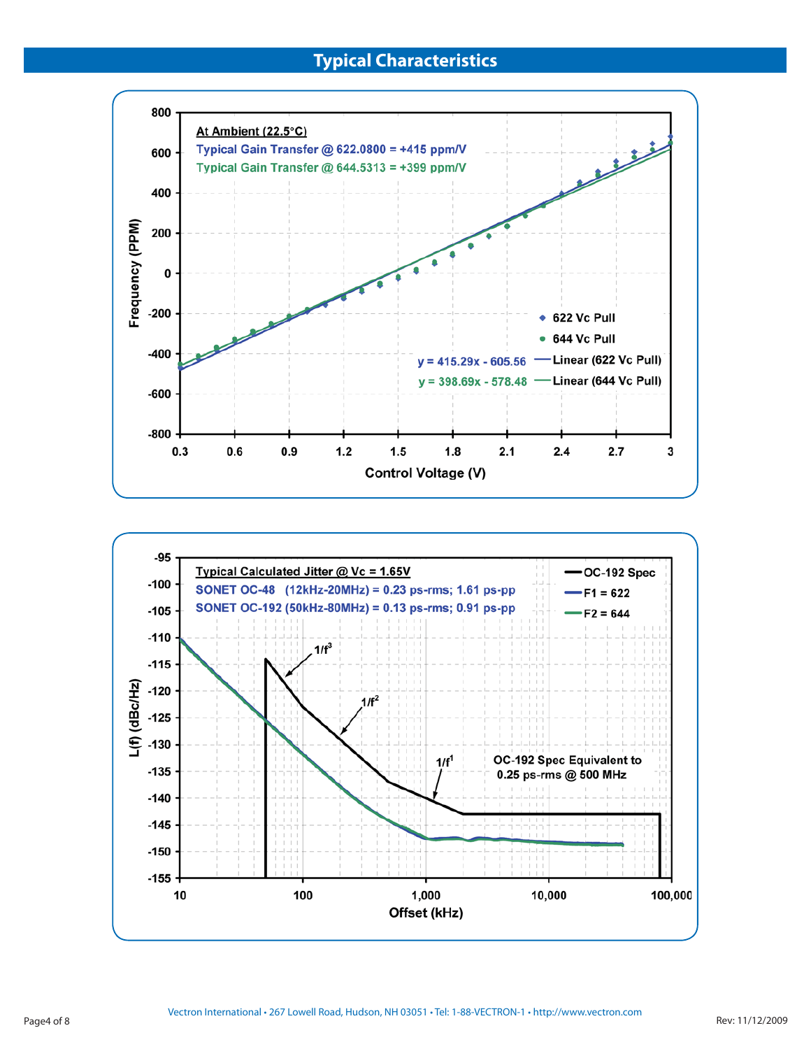## Typical Characteristics

At Ambient (22.5°C)

Typical Gain Transfer @ 622.0800 = +415 ppm/V

Typical Gain Transfer @ 644.5313 = +399 ppm/V

- 622 Vc Pull
- 644 Vc Pull
- Linear (622 Vc Pull): y = 415.29x - 605.56
- Linear (644 Vc Pull): y = 398.69x - 578.48

Frequency (PPM) vs. Control Voltage (V)

Typical Calculated Jitter @ Vc = 1.65V

SONET OC-48 (12kHz-20MHz) = 0.23 ps-rms; 1.61 ps-pp

SONET OC-192 (50kHz-80MHz) = 0.13 ps-rms; 0.91 ps-pp

- OC-192 Spec
- F1 = 622
- F2 = 644

OC-192 Spec Equivalent to 0.25 ps-rms @ 500 MHz

L(f) (dBc/Hz) vs. Offset (kHz)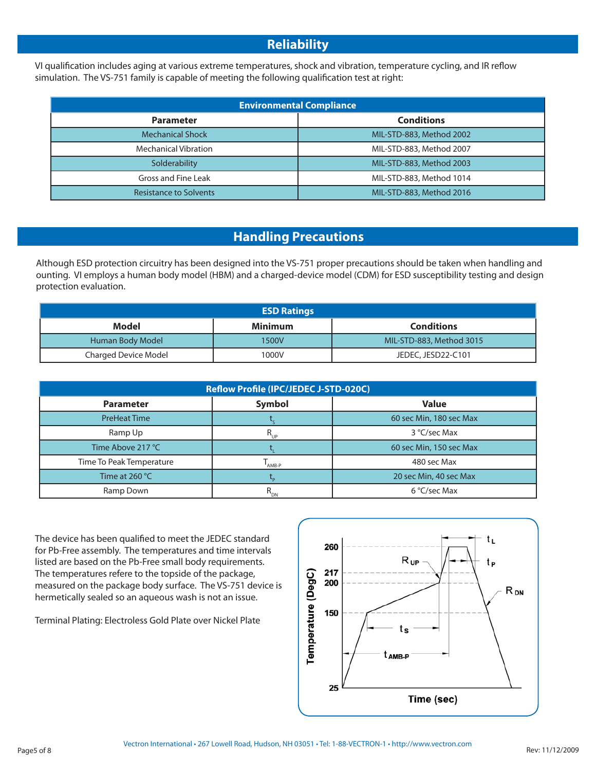## Reliability

VI qualification includes aging at various extreme temperatures, shock and vibration, temperature cycling, and IR reflow simulation. The VS-751 family is capable of meeting the following qualification test at right:

| Environmental Compliance | |
|---|---|
| **Parameter** | **Conditions** |
| Mechanical Shock | MIL-STD-883, Method 2002 |
| Mechanical Vibration | MIL-STD-883, Method 2007 |
| Solderability | MIL-STD-883, Method 2003 |
| Gross and Fine Leak | MIL-STD-883, Method 1014 |
| Resistance to Solvents | MIL-STD-883, Method 2016 |

## Handling Precautions

Although ESD protection circuitry has been designed into the VS-751 proper precautions should be taken when handling and ounting. VI employs a human body model (HBM) and a charged-device model (CDM) for ESD susceptibility testing and design protection evaluation.

| ESD Ratings | | |
|---|---|---|
| **Model** | **Minimum** | **Conditions** |
| Human Body Model | 1500V | MIL-STD-883, Method 3015 |
| Charged Device Model | 1000V | JEDEC, JESD22-C101 |

| Reflow Profile (IPC/JEDEC J-STD-020C) | | |
|---|---|---|
| **Parameter** | **Symbol** | **Value** |
| PreHeat Time | $t_S$ | 60 sec Min, 180 sec Max |
| Ramp Up | $R_{UP}$ | 3 °C/sec Max |
| Time Above 217 °C | $t_L$ | 60 sec Min, 150 sec Max |
| Time To Peak Temperature | $T_{AMB-P}$ | 480 sec Max |
| Time at 260 °C | $t_P$ | 20 sec Min, 40 sec Max |
| Ramp Down | $R_{DN}$ | 6 °C/sec Max |

The device has been qualified to meet the JEDEC standard for Pb-Free assembly. The temperatures and time intervals listed are based on the Pb-Free small body requirements. The temperatures refere to the topside of the package, measured on the package body surface. The VS-751 device is hermetically sealed so an aqueous wash is not an issue.

Terminal Plating: Electroless Gold Plate over Nickel Plate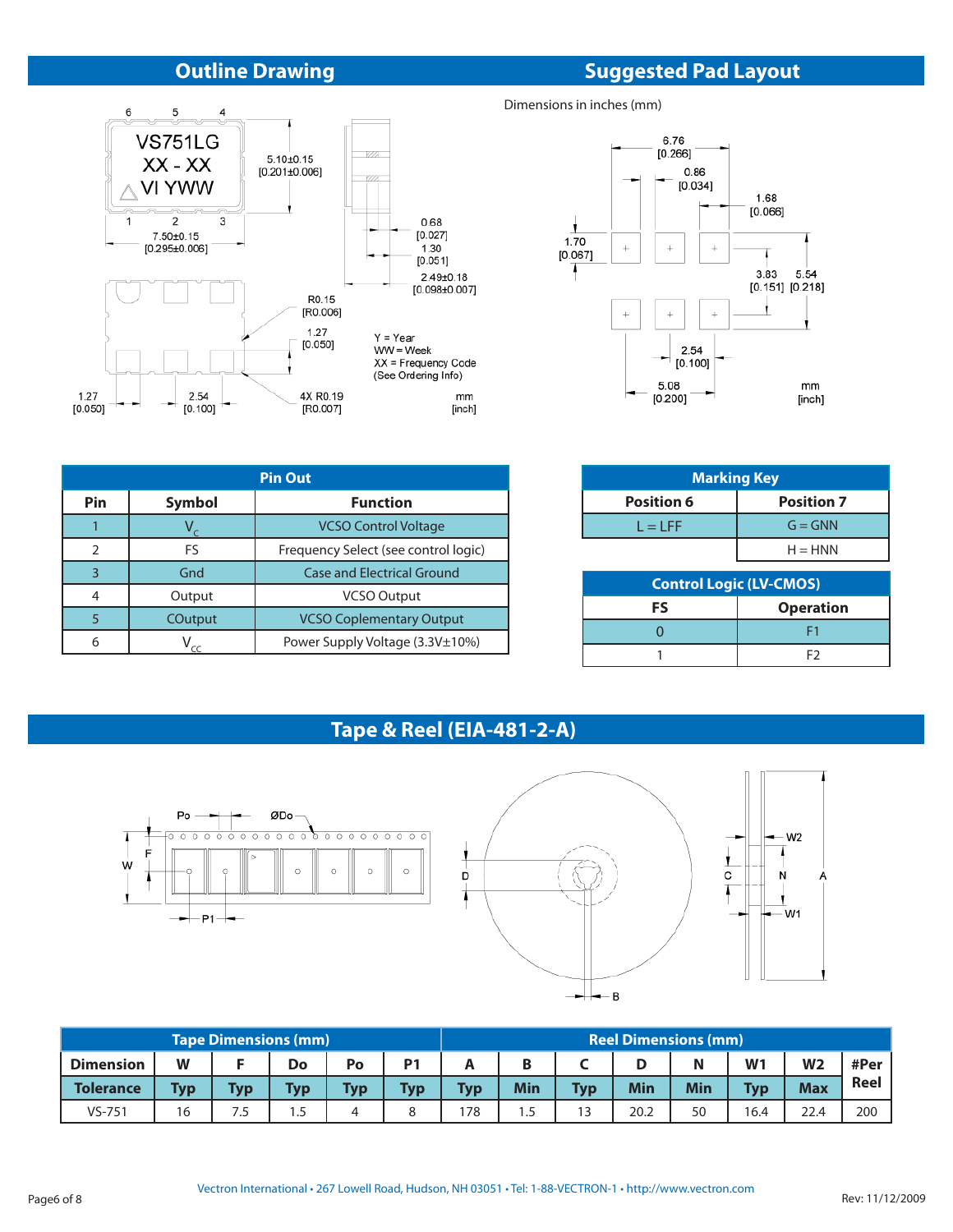## Outline Drawing

VS751LG
XX - XX
VI YWW

5.10±0.15 [0.201±0.006]

7.50±0.15 [0.295±0.006]

0.68 [0.027]

1.30 [0.051]

2.49±0.18 [0.098±0.007]

R0.15 [R0.006]

1.27 [0.050]

1.27 [0.050]

2.54 [0.100]

4X R0.19 [R0.007]

Y = Year
WW = Week
XX = Frequency Code
(See Ordering Info)

mm
[inch]

## Suggested Pad Layout

Dimensions in inches (mm)

6.76 [0.266]

0.86 [0.034]

1.68 [0.066]

1.70 [0.067]

3.83 [0.151]

5.54 [0.218]

2.54 [0.100]

5.08 [0.200]

mm
[inch]

| Pin Out | | |
|---|---|---|
| **Pin** | **Symbol** | **Function** |
| 1 | $V_C$ | VCSO Control Voltage |
| 2 | FS | Frequency Select (see control logic) |
| 3 | Gnd | Case and Electrical Ground |
| 4 | Output | VCSO Output |
| 5 | COutput | VCSO Coplementary Output |
| 6 | $V_{CC}$ | Power Supply Voltage (3.3V±10%) |

| Marking Key | |
|---|---|
| **Position 6** | **Position 7** |
| L = LFF | G = GNN |
| | H = HNN |

| Control Logic (LV-CMOS) | |
|---|---|
| **FS** | **Operation** |
| 0 | F1 |
| 1 | F2 |

## Tape & Reel (EIA-481-2-A)

| Tape Dimensions (mm) | | | | | | Reel Dimensions (mm) | | | | | | | |
|---|---|---|---|---|---|---|---|---|---|---|---|---|---|
| **Dimension** | **W** | **F** | **Do** | **Po** | **P1** | **A** | **B** | **C** | **D** | **N** | **W1** | **W2** | **#Per Reel** |
| **Tolerance** | **Typ** | **Typ** | **Typ** | **Typ** | **Typ** | **Typ** | **Min** | **Typ** | **Min** | **Min** | **Typ** | **Max** | |
| VS-751 | 16 | 7.5 | 1.5 | 4 | 8 | 178 | 1.5 | 13 | 20.2 | 50 | 16.4 | 22.4 | 200 |

Vectron International • 267 Lowell Road, Hudson, NH 03051 • Tel: 1-88-VECTRON-1 • http://www.vectron.com

Rev: 11/12/2009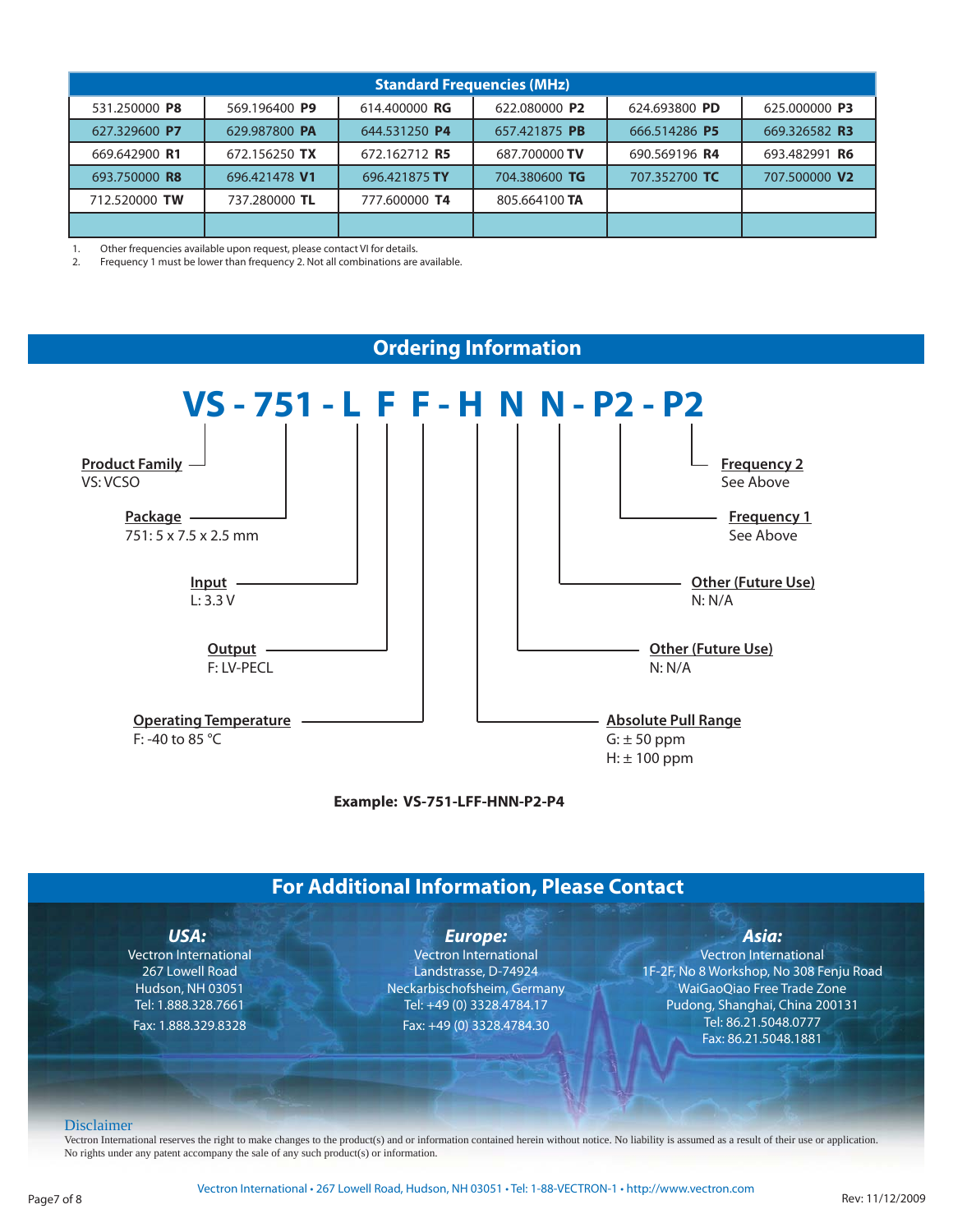| Standard Frequencies (MHz) | | | | | |
|---|---|---|---|---|---|
| 531.250000 **P8** | 569.196400 **P9** | 614.400000 **RG** | 622.080000 **P2** | 624.693800 **PD** | 625.000000 **P3** |
| 627.329600 **P7** | 629.987800 **PA** | 644.531250 **P4** | 657.421875 **PB** | 666.514286 **P5** | 669.326582 **R3** |
| 669.642900 **R1** | 672.156250 **TX** | 672.162712 **R5** | 687.700000 **TV** | 690.569196 **R4** | 693.482991 **R6** |
| 693.750000 **R8** | 696.421478 **V1** | 696.421875 **TY** | 704.380600 **TG** | 707.352700 **TC** | 707.500000 **V2** |
| 712.520000 **TW** | 737.280000 **TL** | 777.600000 **T4** | 805.664100 **TA** | | |
| | | | | | |

1. Other frequencies available upon request, please contact VI for details.
2. Frequency 1 must be lower than frequency 2. Not all combinations are available.

## Ordering Information

**VS - 751 - L F F - H N N - P2 - P2**

- **Product Family** — VS: VCSO
- **Package** — 751: 5 x 7.5 x 2.5 mm
- **Input** — L: 3.3 V
- **Output** — F: LV-PECL
- **Operating Temperature** — F: -40 to 85 °C
- **Absolute Pull Range** — G: ± 50 ppm; H: ± 100 ppm
- **Other (Future Use)** — N: N/A
- **Other (Future Use)** — N: N/A
- **Frequency 1** — See Above
- **Frequency 2** — See Above

**Example: VS-751-LFF-HNN-P2-P4**

## For Additional Information, Please Contact

***USA:***
Vectron International
267 Lowell Road
Hudson, NH 03051
Tel: 1.888.328.7661
Fax: 1.888.329.8328

***Europe:***
Vectron International
Landstrasse, D-74924
Neckarbischofsheim, Germany
Tel: +49 (0) 3328.4784.17
Fax: +49 (0) 3328.4784.30

***Asia:***
Vectron International
1F-2F, No 8 Workshop, No 308 Fenju Road
WaiGaoQiao Free Trade Zone
Pudong, Shanghai, China 200131
Tel: 86.21.5048.0777
Fax: 86.21.5048.1881

### Disclaimer

Vectron International reserves the right to make changes to the product(s) and or information contained herein without notice. No liability is assumed as a result of their use or application. No rights under any patent accompany the sale of any such product(s) or information.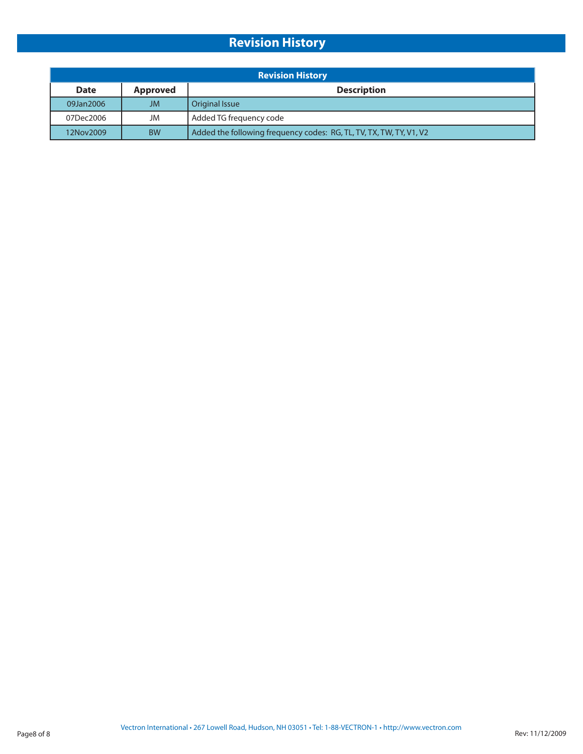# Revision History

| Revision History | | |
|---|---|---|
| **Date** | **Approved** | **Description** |
| 09Jan2006 | JM | Original Issue |
| 07Dec2006 | JM | Added TG frequency code |
| 12Nov2009 | BW | Added the following frequency codes: RG, TL, TV, TX, TW, TY, V1, V2 |